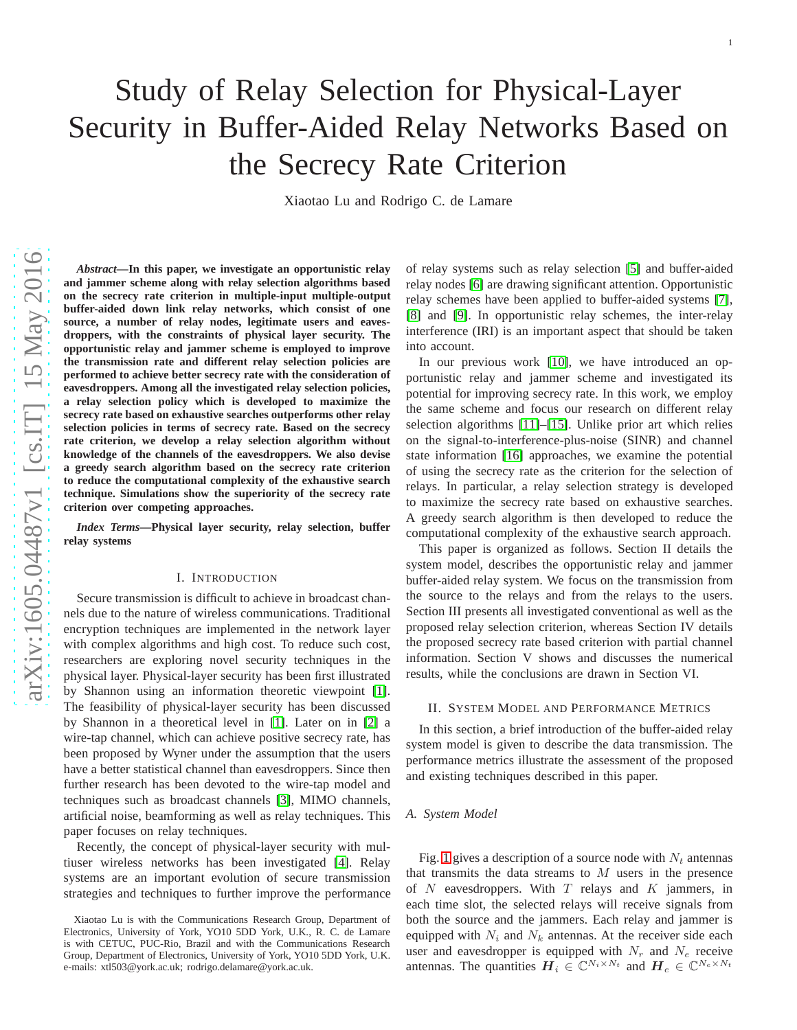# Study of Relay Selection for Physical-Layer Security in Buffer-Aided Relay Networks Based on the Secrecy Rate Criterion

Xiaotao Lu and Rodrigo C. de Lamare

***Abstract*—In this paper, we investigate an opportunistic relay and jammer scheme along with relay selection algorithms based on the secrecy rate criterion in multiple-input multiple-output buffer-aided down link relay networks, which consist of one source, a number of relay nodes, legitimate users and eavesdroppers, with the constraints of physical layer security. The opportunistic relay and jammer scheme is employed to improve the transmission rate and different relay selection policies are performed to achieve better secrecy rate with the consideration of eavesdroppers. Among all the investigated relay selection policies, a relay selection policy which is developed to maximize the secrecy rate based on exhaustive searches outperforms other relay selection policies in terms of secrecy rate. Based on the secrecy rate criterion, we develop a relay selection algorithm without knowledge of the channels of the eavesdroppers. We also devise a greedy search algorithm based on the secrecy rate criterion to reduce the computational complexity of the exhaustive search technique. Simulations show the superiority of the secrecy rate criterion over competing approaches.**

***Index Terms*—Physical layer security, relay selection, buffer relay systems**

## I. Introduction

Secure transmission is difficult to achieve in broadcast channels due to the nature of wireless communications. Traditional encryption techniques are implemented in the network layer with complex algorithms and high cost. To reduce such cost, researchers are exploring novel security techniques in the physical layer. Physical-layer security has been first illustrated by Shannon using an information theoretic viewpoint [1]. The feasibility of physical-layer security has been discussed by Shannon in a theoretical level in [1]. Later on in [2] a wire-tap channel, which can achieve positive secrecy rate, has been proposed by Wyner under the assumption that the users have a better statistical channel than eavesdroppers. Since then further research has been devoted to the wire-tap model and techniques such as broadcast channels [3], MIMO channels, artificial noise, beamforming as well as relay techniques. This paper focuses on relay techniques.

Recently, the concept of physical-layer security with multiuser wireless networks has been investigated [4]. Relay systems are an important evolution of secure transmission strategies and techniques to further improve the performance of relay systems such as relay selection [5] and buffer-aided relay nodes [6] are drawing significant attention. Opportunistic relay schemes have been applied to buffer-aided systems [7], [8] and [9]. In opportunistic relay schemes, the inter-relay interference (IRI) is an important aspect that should be taken into account.

In our previous work [10], we have introduced an opportunistic relay and jammer scheme and investigated its potential for improving secrecy rate. In this work, we employ the same scheme and focus our research on different relay selection algorithms [11]–[15]. Unlike prior art which relies on the signal-to-interference-plus-noise (SINR) and channel state information [16] approaches, we examine the potential of using the secrecy rate as the criterion for the selection of relays. In particular, a relay selection strategy is developed to maximize the secrecy rate based on exhaustive searches. A greedy search algorithm is then developed to reduce the computational complexity of the exhaustive search approach.

This paper is organized as follows. Section II details the system model, describes the opportunistic relay and jammer buffer-aided relay system. We focus on the transmission from the source to the relays and from the relays to the users. Section III presents all investigated conventional as well as the proposed relay selection criterion, whereas Section IV details the proposed secrecy rate based criterion with partial channel information. Section V shows and discusses the numerical results, while the conclusions are drawn in Section VI.

## II. System Model and Performance Metrics

In this section, a brief introduction of the buffer-aided relay system model is given to describe the data transmission. The performance metrics illustrate the assessment of the proposed and existing techniques described in this paper.

### A. System Model

Fig. 1 gives a description of a source node with $N_t$ antennas that transmits the data streams to $M$ users in the presence of $N$ eavesdroppers. With $T$ relays and $K$ jammers, in each time slot, the selected relays will receive signals from both the source and the jammers. Each relay and jammer is equipped with $N_i$ and $N_k$ antennas. At the receiver side each user and eavesdropper is equipped with $N_r$ and $N_e$ receive antennas. The quantities $\boldsymbol{H}_i \in \mathbb{C}^{N_i \times N_t}$ and $\boldsymbol{H}_e \in \mathbb{C}^{N_e \times N_t}$

Xiaotao Lu is with the Communications Research Group, Department of Electronics, University of York, YO10 5DD York, U.K., R. C. de Lamare is with CETUC, PUC-Rio, Brazil and with the Communications Research Group, Department of Electronics, University of York, YO10 5DD York, U.K. e-mails: xtl503@york.ac.uk; rodrigo.delamare@york.ac.uk.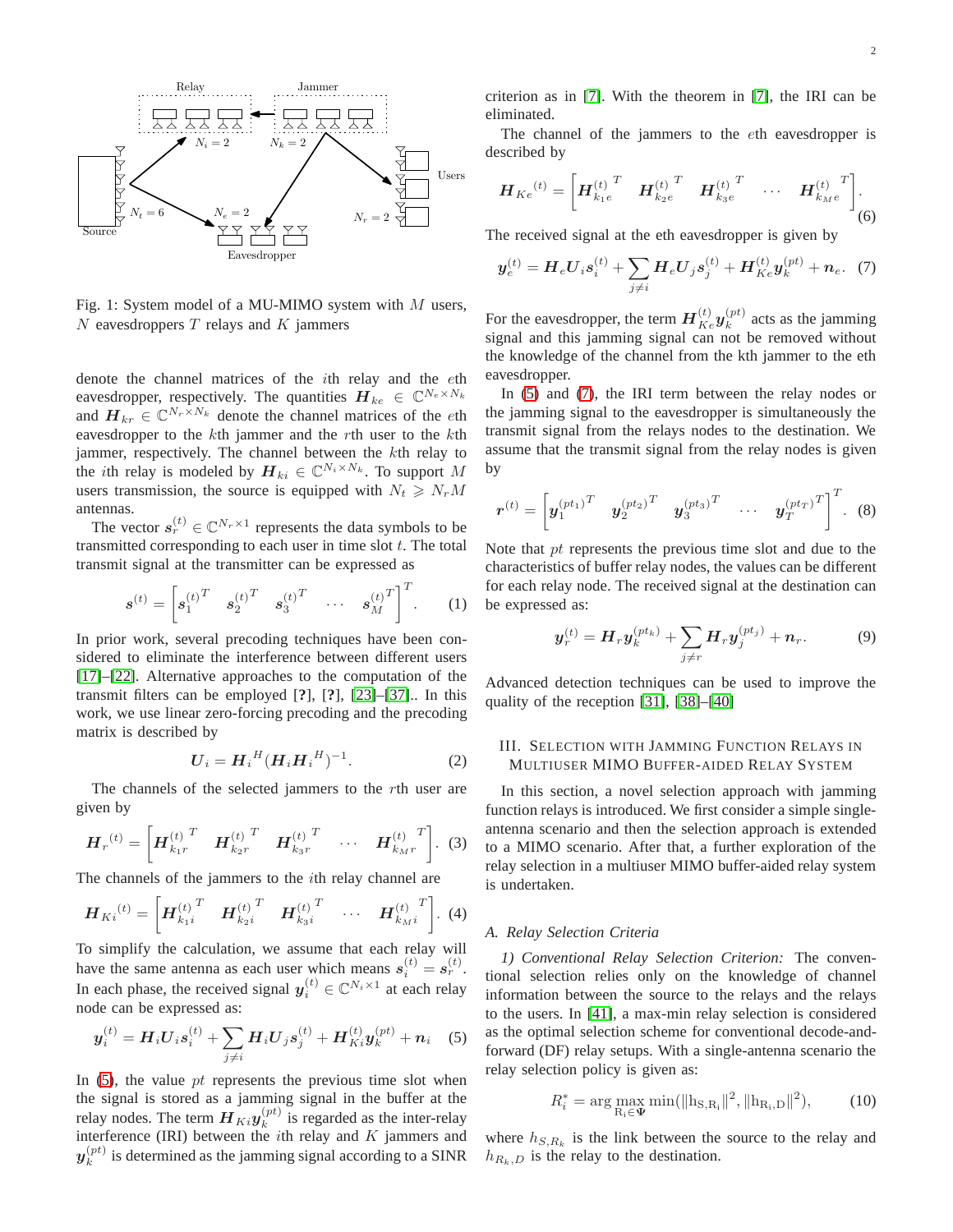Fig. 1: System model of a MU-MIMO system with $M$ users, $N$ eavesdroppers $T$ relays and $K$ jammers

denote the channel matrices of the $i$th relay and the $e$th eavesdropper, respectively. The quantities $\boldsymbol{H}_{ke} \in \mathbb{C}^{N_e \times N_k}$ and $\boldsymbol{H}_{kr} \in \mathbb{C}^{N_r \times N_k}$ denote the channel matrices of the $e$th eavesdropper to the $k$th jammer and the $r$th user to the $k$th jammer, respectively. The channel between the $k$th relay to the $i$th relay is modeled by $\boldsymbol{H}_{ki} \in \mathbb{C}^{N_i \times N_k}$. To support $M$ users transmission, the source is equipped with $N_t \geqslant N_r M$ antennas.

The vector $\boldsymbol{s}_r^{(t)} \in \mathbb{C}^{N_r \times 1}$ represents the data symbols to be transmitted corresponding to each user in time slot $t$. The total transmit signal at the transmitter can be expressed as

$$\boldsymbol{s}^{(t)} = \left[ \boldsymbol{s}_1^{(t)T} \quad \boldsymbol{s}_2^{(t)T} \quad \boldsymbol{s}_3^{(t)T} \quad \cdots \quad \boldsymbol{s}_M^{(t)T} \right]^T. \qquad (1)$$

In prior work, several precoding techniques have been considered to eliminate the interference between different users [17]–[22]. Alternative approaches to the computation of the transmit filters can be employed [?], [?], [23]–[37].. In this work, we use linear zero-forcing precoding and the precoding matrix is described by

$$\boldsymbol{U}_i = \boldsymbol{H}_i{}^H (\boldsymbol{H}_i \boldsymbol{H}_i{}^H)^{-1}. \qquad (2)$$

The channels of the selected jammers to the $r$th user are given by

$$\boldsymbol{H}_r{}^{(t)} = \left[ \boldsymbol{H}_{k_1 r}^{(t)}{}^T \quad \boldsymbol{H}_{k_2 r}^{(t)}{}^T \quad \boldsymbol{H}_{k_3 r}^{(t)}{}^T \quad \cdots \quad \boldsymbol{H}_{k_M r}^{(t)}{}^T \right]. \quad (3)$$

The channels of the jammers to the $i$th relay channel are

$$\boldsymbol{H}_{Ki}{}^{(t)} = \left[ \boldsymbol{H}_{k_1 i}^{(t)}{}^T \quad \boldsymbol{H}_{k_2 i}^{(t)}{}^T \quad \boldsymbol{H}_{k_3 i}^{(t)}{}^T \quad \cdots \quad \boldsymbol{H}_{k_M i}^{(t)}{}^T \right]. \quad (4)$$

To simplify the calculation, we assume that each relay will have the same antenna as each user which means $\boldsymbol{s}_i^{(t)} = \boldsymbol{s}_r^{(t)}$. In each phase, the received signal $\boldsymbol{y}_i^{(t)} \in \mathbb{C}^{N_i \times 1}$ at each relay node can be expressed as:

$$\boldsymbol{y}_i^{(t)} = \boldsymbol{H}_i \boldsymbol{U}_i \boldsymbol{s}_i^{(t)} + \sum_{j \neq i} \boldsymbol{H}_i \boldsymbol{U}_j \boldsymbol{s}_j^{(t)} + \boldsymbol{H}_{Ki}^{(t)} \boldsymbol{y}_k^{(pt)} + \boldsymbol{n}_i \quad (5)$$

In (5), the value $pt$ represents the previous time slot when the signal is stored as a jamming signal in the buffer at the relay nodes. The term $\boldsymbol{H}_{Ki} \boldsymbol{y}_k^{(pt)}$ is regarded as the inter-relay interference (IRI) between the $i$th relay and $K$ jammers and $\boldsymbol{y}_k^{(pt)}$ is determined as the jamming signal according to a SINR criterion as in [7]. With the theorem in [7], the IRI can be eliminated.

The channel of the jammers to the $e$th eavesdropper is described by

$$\boldsymbol{H}_{Ke}{}^{(t)} = \left[ \boldsymbol{H}_{k_1 e}^{(t)}{}^T \quad \boldsymbol{H}_{k_2 e}^{(t)}{}^T \quad \boldsymbol{H}_{k_3 e}^{(t)}{}^T \quad \cdots \quad \boldsymbol{H}_{k_M e}^{(t)}{}^T \right]. \quad (6)$$

The received signal at the eth eavesdropper is given by

$$\boldsymbol{y}_e^{(t)} = \boldsymbol{H}_e \boldsymbol{U}_i \boldsymbol{s}_i^{(t)} + \sum_{j \neq i} \boldsymbol{H}_e \boldsymbol{U}_j \boldsymbol{s}_j^{(t)} + \boldsymbol{H}_{Ke}^{(t)} \boldsymbol{y}_k^{(pt)} + \boldsymbol{n}_e. \quad (7)$$

For the eavesdropper, the term $\boldsymbol{H}_{Ke}^{(t)} \boldsymbol{y}_k^{(pt)}$ acts as the jamming signal and this jamming signal can not be removed without the knowledge of the channel from the kth jammer to the eth eavesdropper.

In (5) and (7), the IRI term between the relay nodes or the jamming signal to the eavesdropper is simultaneously the transmit signal from the relays nodes to the destination. We assume that the transmit signal from the relay nodes is given by

$$\boldsymbol{r}^{(t)} = \left[ \boldsymbol{y}_1^{(pt_1)T} \quad \boldsymbol{y}_2^{(pt_2)T} \quad \boldsymbol{y}_3^{(pt_3)T} \quad \cdots \quad \boldsymbol{y}_T^{(pt_T)T} \right]^T. \quad (8)$$

Note that $pt$ represents the previous time slot and due to the characteristics of buffer relay nodes, the values can be different for each relay node. The received signal at the destination can be expressed as:

$$\boldsymbol{y}_r^{(t)} = \boldsymbol{H}_r \boldsymbol{y}_k^{(pt_k)} + \sum_{j \neq r} \boldsymbol{H}_r \boldsymbol{y}_j^{(pt_j)} + \boldsymbol{n}_r. \qquad (9)$$

Advanced detection techniques can be used to improve the quality of the reception [31], [38]–[40]

## III. Selection with Jamming Function Relays in Multiuser MIMO Buffer-aided Relay System

In this section, a novel selection approach with jamming function relays is introduced. We first consider a simple single-antenna scenario and then the selection approach is extended to a MIMO scenario. After that, a further exploration of the relay selection in a multiuser MIMO buffer-aided relay system is undertaken.

### A. Relay Selection Criteria

*1) Conventional Relay Selection Criterion:* The conventional selection relies only on the knowledge of channel information between the source to the relays and the relays to the users. In [41], a max-min relay selection is considered as the optimal selection scheme for conventional decode-and-forward (DF) relay setups. With a single-antenna scenario the relay selection policy is given as:

$$R_i^* = \arg \max_{\mathrm{R_i} \in \boldsymbol{\Psi}} \min(\|\mathrm{h_{S,R_i}}\|^2, \|\mathrm{h_{R_i,D}}\|^2), \qquad (10)$$

where $h_{S,R_k}$ is the link between the source to the relay and $h_{R_k,D}$ is the relay to the destination.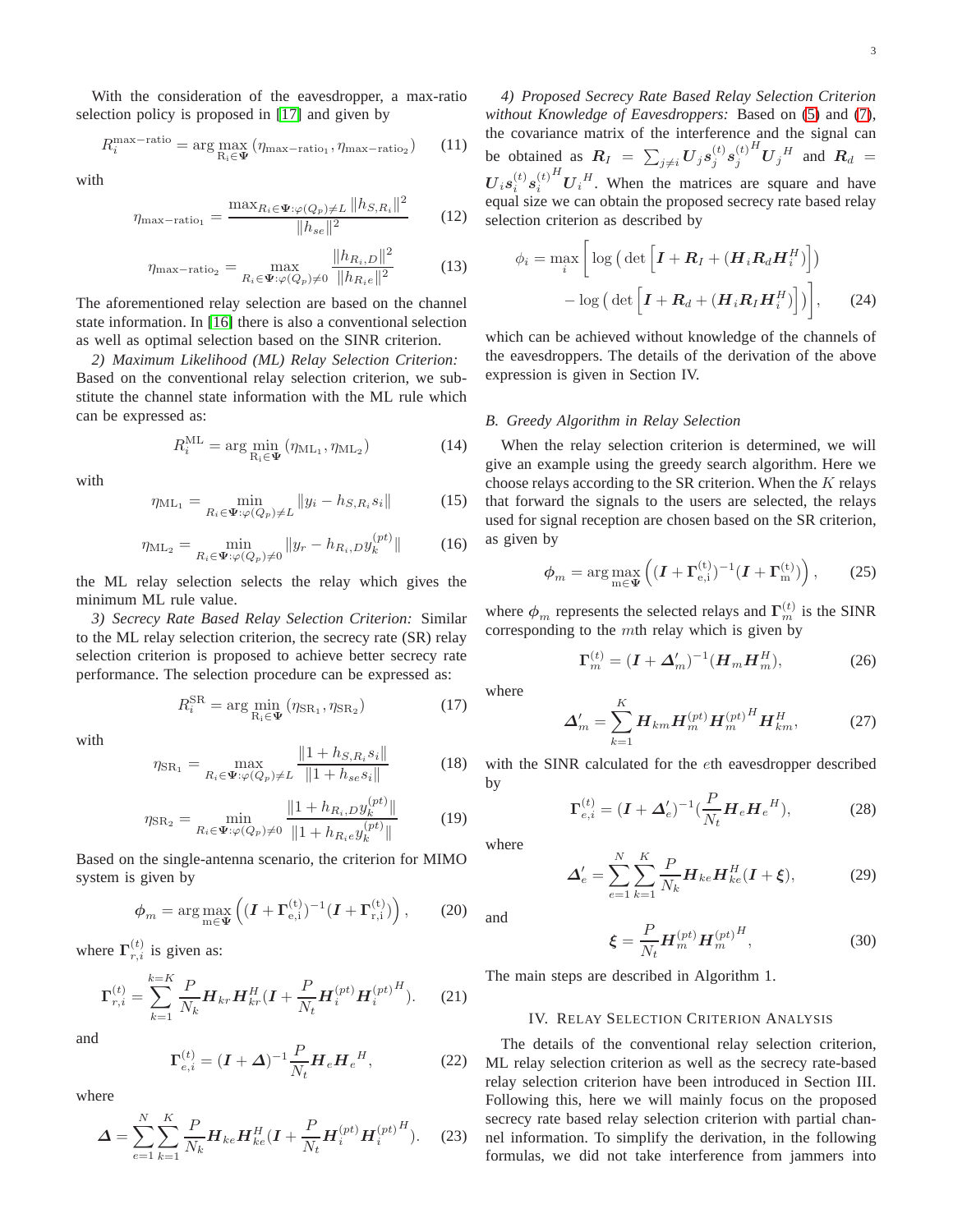With the consideration of the eavesdropper, a max-ratio selection policy is proposed in [17] and given by

$$R_i^{\text{max-ratio}} = \arg\max_{\mathrm{R_i}\in\mathbf{\Psi}} (\eta_{\text{max-ratio}_1}, \eta_{\text{max-ratio}_2}) \quad (11)$$

with

$$\eta_{\text{max-ratio}_1} = \frac{\max_{R_i\in\mathbf{\Psi}:\varphi(Q_p)\neq L} \|h_{S,R_i}\|^2}{\|h_{se}\|^2} \quad (12)$$

$$\eta_{\text{max-ratio}_2} = \max_{R_i\in\mathbf{\Psi}:\varphi(Q_p)\neq 0} \frac{\|h_{R_i,D}\|^2}{\|h_{R_ie}\|^2} \quad (13)$$

The aforementioned relay selection are based on the channel state information. In [16] there is also a conventional selection as well as optimal selection based on the SINR criterion.

*2) Maximum Likelihood (ML) Relay Selection Criterion:* Based on the conventional relay selection criterion, we substitute the channel state information with the ML rule which can be expressed as:

$$R_i^{\text{ML}} = \arg\min_{\mathrm{R_i}\in\mathbf{\Psi}} (\eta_{\text{ML}_1}, \eta_{\text{ML}_2}) \quad (14)$$

with

$$\eta_{\text{ML}_1} = \min_{R_i\in\mathbf{\Psi}:\varphi(Q_p)\neq L} \|y_i - h_{S,R_i}s_i\| \quad (15)$$

$$\eta_{\text{ML}_2} = \min_{R_i\in\mathbf{\Psi}:\varphi(Q_p)\neq 0} \|y_r - h_{R_i,D}y_k^{(pt)}\| \quad (16)$$

the ML relay selection selects the relay which gives the minimum ML rule value.

*3) Secrecy Rate Based Relay Selection Criterion:* Similar to the ML relay selection criterion, the secrecy rate (SR) relay selection criterion is proposed to achieve better secrecy rate performance. The selection procedure can be expressed as:

$$R_i^{\text{SR}} = \arg\min_{\mathrm{R_i}\in\mathbf{\Psi}} (\eta_{\text{SR}_1}, \eta_{\text{SR}_2}) \quad (17)$$

with

$$\eta_{\text{SR}_1} = \max_{R_i\in\mathbf{\Psi}:\varphi(Q_p)\neq L} \frac{\|1 + h_{S,R_i}s_i\|}{\|1 + h_{se}s_i\|} \quad (18)$$

$$\eta_{\text{SR}_2} = \min_{R_i\in\mathbf{\Psi}:\varphi(Q_p)\neq 0} \frac{\|1 + h_{R_i,D}y_k^{(pt)}\|}{\|1 + h_{R_ie}y_k^{(pt)}\|} \quad (19)$$

Based on the single-antenna scenario, the criterion for MIMO system is given by

$$\boldsymbol{\phi}_m = \arg\max_{\mathrm{m}\in\mathbf{\Psi}} \left( (\boldsymbol{I} + \boldsymbol{\Gamma}_{\mathrm{e,i}}^{(\mathrm{t})})^{-1}(\boldsymbol{I} + \boldsymbol{\Gamma}_{\mathrm{r,i}}^{(\mathrm{t})}) \right), \quad (20)$$

where $\boldsymbol{\Gamma}_{r,i}^{(t)}$ is given as:

$$\boldsymbol{\Gamma}_{r,i}^{(t)} = \sum_{k=1}^{k=K} \frac{P}{N_k} \boldsymbol{H}_{kr}\boldsymbol{H}_{kr}^H(\boldsymbol{I} + \frac{P}{N_t}\boldsymbol{H}_i^{(pt)}{\boldsymbol{H}_i^{(pt)}}^H). \quad (21)$$

and

$$\boldsymbol{\Gamma}_{e,i}^{(t)} = (\boldsymbol{I} + \boldsymbol{\Delta})^{-1}\frac{P}{N_t}\boldsymbol{H}_e{\boldsymbol{H}_e}^H, \quad (22)$$

where

$$\boldsymbol{\Delta} = \sum_{e=1}^{N}\sum_{k=1}^{K} \frac{P}{N_k}\boldsymbol{H}_{ke}\boldsymbol{H}_{ke}^H(\boldsymbol{I} + \frac{P}{N_t}\boldsymbol{H}_i^{(pt)}{\boldsymbol{H}_i^{(pt)}}^H). \quad (23)$$

*4) Proposed Secrecy Rate Based Relay Selection Criterion without Knowledge of Eavesdroppers:* Based on (5) and (7), the covariance matrix of the interference and the signal can be obtained as $\boldsymbol{R}_I = \sum_{j\neq i}\boldsymbol{U}_j\boldsymbol{s}_j^{(t)}{\boldsymbol{s}_j^{(t)}}^H{\boldsymbol{U}_j}^H$ and $\boldsymbol{R}_d = \boldsymbol{U}_i\boldsymbol{s}_i^{(t)}{\boldsymbol{s}_i^{(t)}}^H{\boldsymbol{U}_i}^H$. When the matrices are square and have equal size we can obtain the proposed secrecy rate based relay selection criterion as described by

$$\begin{aligned}\phi_i = \max_i \Big[ &\log\big(\det\big[\boldsymbol{I} + \boldsymbol{R}_I + (\boldsymbol{H}_i\boldsymbol{R}_d\boldsymbol{H}_i^H)\big]\big) \\ &- \log\big(\det\big[\boldsymbol{I} + \boldsymbol{R}_d + (\boldsymbol{H}_i\boldsymbol{R}_I\boldsymbol{H}_i^H)\big]\big)\Big], \end{aligned} \quad (24)$$

which can be achieved without knowledge of the channels of the eavesdroppers. The details of the derivation of the above expression is given in Section IV.

### B. Greedy Algorithm in Relay Selection

When the relay selection criterion is determined, we will give an example using the greedy search algorithm. Here we choose relays according to the SR criterion. When the $K$ relays that forward the signals to the users are selected, the relays used for signal reception are chosen based on the SR criterion, as given by

$$\boldsymbol{\phi}_m = \arg\max_{\mathrm{m}\in\mathbf{\Psi}} \left( (\boldsymbol{I} + \boldsymbol{\Gamma}_{\mathrm{e,i}}^{(\mathrm{t})})^{-1}(\boldsymbol{I} + \boldsymbol{\Gamma}_{\mathrm{m}}^{(\mathrm{t})}) \right), \quad (25)$$

where $\boldsymbol{\phi}_m$ represents the selected relays and $\boldsymbol{\Gamma}_m^{(t)}$ is the SINR corresponding to the $m$th relay which is given by

$$\boldsymbol{\Gamma}_m^{(t)} = (\boldsymbol{I} + \boldsymbol{\Delta}'_m)^{-1}(\boldsymbol{H}_m\boldsymbol{H}_m^H), \quad (26)$$

where

$$\boldsymbol{\Delta}'_m = \sum_{k=1}^{K} \boldsymbol{H}_{km}\boldsymbol{H}_m^{(pt)}{\boldsymbol{H}_m^{(pt)}}^H\boldsymbol{H}_{km}^H, \quad (27)$$

with the SINR calculated for the $e$th eavesdropper described by

$$\boldsymbol{\Gamma}_{e,i}^{(t)} = (\boldsymbol{I} + \boldsymbol{\Delta}'_e)^{-1}(\frac{P}{N_t}\boldsymbol{H}_e{\boldsymbol{H}_e}^H), \quad (28)$$

where

$$\boldsymbol{\Delta}'_e = \sum_{e=1}^{N}\sum_{k=1}^{K} \frac{P}{N_k}\boldsymbol{H}_{ke}\boldsymbol{H}_{ke}^H(\boldsymbol{I} + \boldsymbol{\xi}), \quad (29)$$

and

$$\boldsymbol{\xi} = \frac{P}{N_t}\boldsymbol{H}_m^{(pt)}{\boldsymbol{H}_m^{(pt)}}^H, \quad (30)$$

The main steps are described in Algorithm 1.

## IV. Relay Selection Criterion Analysis

The details of the conventional relay selection criterion, ML relay selection criterion as well as the secrecy rate-based relay selection criterion have been introduced in Section III. Following this, here we will mainly focus on the proposed secrecy rate based relay selection criterion with partial channel information. To simplify the derivation, in the following formulas, we did not take interference from jammers into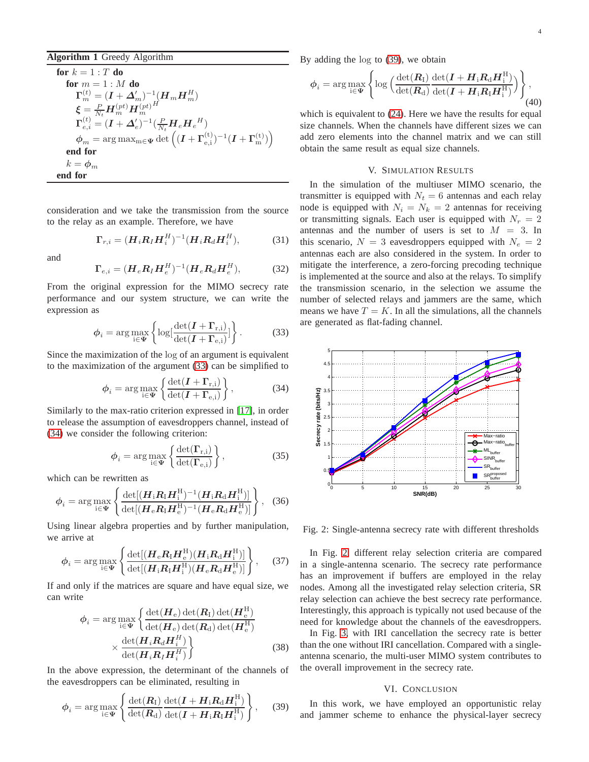**Algorithm 1** Greedy Algorithm

**for** $k = 1 : T$ **do**
  **for** $m = 1 : M$ **do**
    $\boldsymbol{\Gamma}_m^{(t)} = (\boldsymbol{I} + \boldsymbol{\Delta}_m')^{-1}(\boldsymbol{H}_m \boldsymbol{H}_m^H)$
    $\boldsymbol{\xi} = \frac{P}{N_t} \boldsymbol{H}_m^{(pt)} \boldsymbol{H}_m^{(pt)^H}$
    $\boldsymbol{\Gamma}_{e,i}^{(t)} = (\boldsymbol{I} + \boldsymbol{\Delta}_e')^{-1}(\frac{P}{N_t} \boldsymbol{H}_e \boldsymbol{H}_e{}^H)$
    $\boldsymbol{\phi}_m = \arg\max_{\mathrm{m} \in \boldsymbol{\Psi}} \det\left((\boldsymbol{I} + \boldsymbol{\Gamma}_{\mathrm{e,i}}^{(\mathrm{t})})^{-1}(\boldsymbol{I} + \boldsymbol{\Gamma}_{\mathrm{m}}^{(\mathrm{t})})\right)$
  **end for**
  $k = \boldsymbol{\phi}_m$
**end for**

consideration and we take the transmission from the source to the relay as an example. Therefore, we have

$$\boldsymbol{\Gamma}_{r,i} = (\boldsymbol{H}_i \boldsymbol{R}_I \boldsymbol{H}_i^H)^{-1}(\boldsymbol{H}_i \boldsymbol{R}_d \boldsymbol{H}_i^H), \tag{31}$$

and

$$\boldsymbol{\Gamma}_{e,i} = (\boldsymbol{H}_e \boldsymbol{R}_I \boldsymbol{H}_e^H)^{-1}(\boldsymbol{H}_e \boldsymbol{R}_d \boldsymbol{H}_e^H), \tag{32}$$

From the original expression for the MIMO secrecy rate performance and our system structure, we can write the expression as

$$\boldsymbol{\phi}_i = \arg\max_{\mathrm{i} \in \boldsymbol{\Psi}} \left\{ \log[\frac{\det(\boldsymbol{I} + \boldsymbol{\Gamma}_{\mathrm{r,i}})}{\det(\boldsymbol{I} + \boldsymbol{\Gamma}_{\mathrm{e,i}})}] \right\}. \tag{33}$$

Since the maximization of the log of an argument is equivalent to the maximization of the argument (33) can be simplified to

$$\boldsymbol{\phi}_i = \arg\max_{\mathrm{i} \in \boldsymbol{\Psi}} \left\{ \frac{\det(\boldsymbol{I} + \boldsymbol{\Gamma}_{\mathrm{r,i}})}{\det(\boldsymbol{I} + \boldsymbol{\Gamma}_{\mathrm{e,i}})} \right\}, \tag{34}$$

Similarly to the max-ratio criterion expressed in [17], in order to release the assumption of eavesdroppers channel, instead of (34) we consider the following criterion:

$$\boldsymbol{\phi}_i = \arg\max_{\mathrm{i} \in \boldsymbol{\Psi}} \left\{ \frac{\det(\boldsymbol{\Gamma}_{\mathrm{r,i}})}{\det(\boldsymbol{\Gamma}_{\mathrm{e,i}})} \right\}, \tag{35}$$

which can be rewritten as

$$\boldsymbol{\phi}_i = \arg\max_{\mathrm{i} \in \boldsymbol{\Psi}} \left\{ \frac{\det[(\boldsymbol{H}_{\mathrm{i}} \boldsymbol{R}_{\mathrm{I}} \boldsymbol{H}_{\mathrm{i}}^{\mathrm{H}})^{-1}(\boldsymbol{H}_{\mathrm{i}} \boldsymbol{R}_{\mathrm{d}} \boldsymbol{H}_{\mathrm{i}}^{\mathrm{H}})]}{\det[(\boldsymbol{H}_{\mathrm{e}} \boldsymbol{R}_{\mathrm{I}} \boldsymbol{H}_{\mathrm{e}}^{\mathrm{H}})^{-1}(\boldsymbol{H}_{\mathrm{e}} \boldsymbol{R}_{\mathrm{d}} \boldsymbol{H}_{\mathrm{e}}^{\mathrm{H}})]} \right\}, \tag{36}$$

Using linear algebra properties and by further manipulation, we arrive at

$$\boldsymbol{\phi}_i = \arg\max_{\mathrm{i} \in \boldsymbol{\Psi}} \left\{ \frac{\det[(\boldsymbol{H}_{\mathrm{e}} \boldsymbol{R}_{\mathrm{I}} \boldsymbol{H}_{\mathrm{e}}^{\mathrm{H}})(\boldsymbol{H}_{\mathrm{i}} \boldsymbol{R}_{\mathrm{d}} \boldsymbol{H}_{\mathrm{i}}^{\mathrm{H}})]}{\det[(\boldsymbol{H}_{\mathrm{i}} \boldsymbol{R}_{\mathrm{I}} \boldsymbol{H}_{\mathrm{i}}^{\mathrm{H}})(\boldsymbol{H}_{\mathrm{e}} \boldsymbol{R}_{\mathrm{d}} \boldsymbol{H}_{\mathrm{e}}^{\mathrm{H}})]} \right\}, \tag{37}$$

If and only if the matrices are square and have equal size, we can write

$$\boldsymbol{\phi}_i = \arg\max_{\mathrm{i} \in \boldsymbol{\Psi}} \left\{ \frac{\det(\boldsymbol{H}_{\mathrm{e}}) \det(\boldsymbol{R}_{\mathrm{I}}) \det(\boldsymbol{H}_{\mathrm{e}}^{\mathrm{H}})}{\det(\boldsymbol{H}_{\mathrm{e}}) \det(\boldsymbol{R}_{\mathrm{d}}) \det(\boldsymbol{H}_{\mathrm{e}}^{\mathrm{H}})} \times \frac{\det(\boldsymbol{H}_i \boldsymbol{R}_d \boldsymbol{H}_i^H)}{\det(\boldsymbol{H}_i \boldsymbol{R}_I \boldsymbol{H}_i^H)} \right\} \tag{38}$$

In the above expression, the determinant of the channels of the eavesdroppers can be eliminated, resulting in

$$\boldsymbol{\phi}_i = \arg\max_{\mathrm{i} \in \boldsymbol{\Psi}} \left\{ \frac{\det(\boldsymbol{R}_{\mathrm{I}})}{\det(\boldsymbol{R}_{\mathrm{d}})} \frac{\det(\boldsymbol{I} + \boldsymbol{H}_{\mathrm{i}} \boldsymbol{R}_{\mathrm{d}} \boldsymbol{H}_{\mathrm{i}}^{\mathrm{H}})}{\det(\boldsymbol{I} + \boldsymbol{H}_{\mathrm{i}} \boldsymbol{R}_{\mathrm{I}} \boldsymbol{H}_{\mathrm{i}}^{\mathrm{H}})} \right\}, \tag{39}$$

By adding the log to (39), we obtain

$$\boldsymbol{\phi}_i = \arg\max_{\mathrm{i} \in \boldsymbol{\Psi}} \left\{ \log\left( \frac{\det(\boldsymbol{R}_{\mathrm{I}})}{\det(\boldsymbol{R}_{\mathrm{d}})} \frac{\det(\boldsymbol{I} + \boldsymbol{H}_{\mathrm{i}} \boldsymbol{R}_{\mathrm{d}} \boldsymbol{H}_{\mathrm{i}}^{\mathrm{H}})}{\det(\boldsymbol{I} + \boldsymbol{H}_{\mathrm{i}} \boldsymbol{R}_{\mathrm{I}} \boldsymbol{H}_{\mathrm{i}}^{\mathrm{H}})} \right) \right\}, \tag{40}$$

which is equivalent to (24). Here we have the results for equal size channels. When the channels have different sizes we can add zero elements into the channel matrix and we can still obtain the same result as equal size channels.

## V. Simulation Results

In the simulation of the multiuser MIMO scenario, the transmitter is equipped with $N_t = 6$ antennas and each relay node is equipped with $N_i = N_k = 2$ antennas for receiving or transmitting signals. Each user is equipped with $N_r = 2$ antennas and the number of users is set to $M = 3$. In this scenario, $N = 3$ eavesdroppers equipped with $N_e = 2$ antennas each are also considered in the system. In order to mitigate the interference, a zero-forcing precoding technique is implemented at the source and also at the relays. To simplify the transmission scenario, in the selection we assume the number of selected relays and jammers are the same, which means we have $T = K$. In all the simulations, all the channels are generated as flat-fading channel.

Fig. 2: Single-antenna secrecy rate with different thresholds

In Fig. 2 different relay selection criteria are compared in a single-antenna scenario. The secrecy rate performance has an improvement if buffers are employed in the relay nodes. Among all the investigated relay selection criteria, SR relay selection can achieve the best secrecy rate performance. Interestingly, this approach is typically not used because of the need for knowledge about the channels of the eavesdroppers.

In Fig. 3, with IRI cancellation the secrecy rate is better than the one without IRI cancellation. Compared with a single-antenna scenario, the multi-user MIMO system contributes to the overall improvement in the secrecy rate.

## VI. Conclusion

In this work, we have employed an opportunistic relay and jammer scheme to enhance the physical-layer secrecy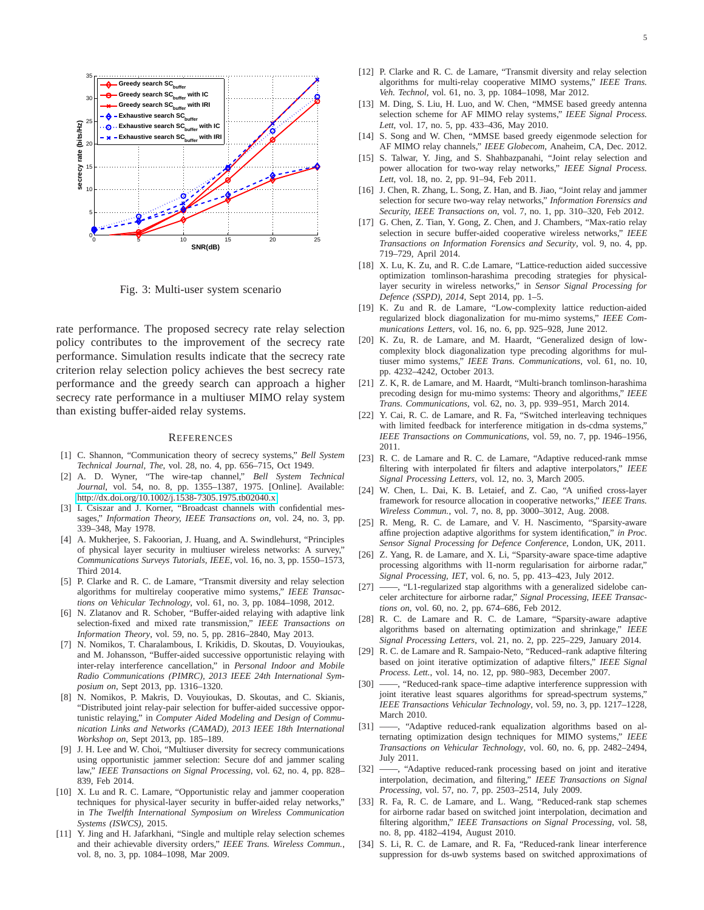Fig. 3: Multi-user system scenario

rate performance. The proposed secrecy rate relay selection policy contributes to the improvement of the secrecy rate performance. Simulation results indicate that the secrecy rate criterion relay selection policy achieves the best secrecy rate performance and the greedy search can approach a higher secrecy rate performance in a multiuser MIMO relay system than existing buffer-aided relay systems.

## References

[1] C. Shannon, "Communication theory of secrecy systems," *Bell System Technical Journal, The*, vol. 28, no. 4, pp. 656–715, Oct 1949.

[2] A. D. Wyner, "The wire-tap channel," *Bell System Technical Journal*, vol. 54, no. 8, pp. 1355–1387, 1975. [Online]. Available: http://dx.doi.org/10.1002/j.1538-7305.1975.tb02040.x

[3] I. Csiszar and J. Korner, "Broadcast channels with confidential messages," *Information Theory, IEEE Transactions on*, vol. 24, no. 3, pp. 339–348, May 1978.

[4] A. Mukherjee, S. Fakoorian, J. Huang, and A. Swindlehurst, "Principles of physical layer security in multiuser wireless networks: A survey," *Communications Surveys Tutorials, IEEE*, vol. 16, no. 3, pp. 1550–1573, Third 2014.

[5] P. Clarke and R. C. de Lamare, "Transmit diversity and relay selection algorithms for multirelay cooperative mimo systems," *IEEE Transactions on Vehicular Technology*, vol. 61, no. 3, pp. 1084–1098, 2012.

[6] N. Zlatanov and R. Schober, "Buffer-aided relaying with adaptive link selection-fixed and mixed rate transmission," *IEEE Transactions on Information Theory*, vol. 59, no. 5, pp. 2816–2840, May 2013.

[7] N. Nomikos, T. Charalambous, I. Krikidis, D. Skoutas, D. Vouyioukas, and M. Johansson, "Buffer-aided successive opportunistic relaying with inter-relay interference cancellation," in *Personal Indoor and Mobile Radio Communications (PIMRC), 2013 IEEE 24th International Symposium on*, Sept 2013, pp. 1316–1320.

[8] N. Nomikos, P. Makris, D. Vouyioukas, D. Skoutas, and C. Skianis, "Distributed joint relay-pair selection for buffer-aided successive opportunistic relaying," in *Computer Aided Modeling and Design of Communication Links and Networks (CAMAD), 2013 IEEE 18th International Workshop on*, Sept 2013, pp. 185–189.

[9] J. H. Lee and W. Choi, "Multiuser diversity for secrecy communications using opportunistic jammer selection: Secure dof and jammer scaling law," *IEEE Transactions on Signal Processing*, vol. 62, no. 4, pp. 828–839, Feb 2014.

[10] X. Lu and R. C. Lamare, "Opportunistic relay and jammer cooperation techniques for physical-layer security in buffer-aided relay networks," in *The Twelfth International Symposium on Wireless Communication Systems (ISWCS)*, 2015.

[11] Y. Jing and H. Jafarkhani, "Single and multiple relay selection schemes and their achievable diversity orders," *IEEE Trans. Wireless Commun.*, vol. 8, no. 3, pp. 1084–1098, Mar 2009.

[12] P. Clarke and R. C. de Lamare, "Transmit diversity and relay selection algorithms for multi-relay cooperative MIMO systems," *IEEE Trans. Veh. Technol*, vol. 61, no. 3, pp. 1084–1098, Mar 2012.

[13] M. Ding, S. Liu, H. Luo, and W. Chen, "MMSE based greedy antenna selection scheme for AF MIMO relay systems," *IEEE Signal Process. Lett*, vol. 17, no. 5, pp. 433–436, May 2010.

[14] S. Song and W. Chen, "MMSE based greedy eigenmode selection for AF MIMO relay channels," *IEEE Globecom*, Anaheim, CA, Dec. 2012.

[15] S. Talwar, Y. Jing, and S. Shahbazpanahi, "Joint relay selection and power allocation for two-way relay networks," *IEEE Signal Process. Lett*, vol. 18, no. 2, pp. 91–94, Feb 2011.

[16] J. Chen, R. Zhang, L. Song, Z. Han, and B. Jiao, "Joint relay and jammer selection for secure two-way relay networks," *Information Forensics and Security, IEEE Transactions on*, vol. 7, no. 1, pp. 310–320, Feb 2012.

[17] G. Chen, Z. Tian, Y. Gong, Z. Chen, and J. Chambers, "Max-ratio relay selection in secure buffer-aided cooperative wireless networks," *IEEE Transactions on Information Forensics and Security*, vol. 9, no. 4, pp. 719–729, April 2014.

[18] X. Lu, K. Zu, and R. C.de Lamare, "Lattice-reduction aided successive optimization tomlinson-harashima precoding strategies for physical-layer security in wireless networks," in *Sensor Signal Processing for Defence (SSPD), 2014*, Sept 2014, pp. 1–5.

[19] K. Zu and R. de Lamare, "Low-complexity lattice reduction-aided regularized block diagonalization for mu-mimo systems," *IEEE Communications Letters*, vol. 16, no. 6, pp. 925–928, June 2012.

[20] K. Zu, R. de Lamare, and M. Haardt, "Generalized design of low-complexity block diagonalization type precoding algorithms for multiuser mimo systems," *IEEE Trans. Communications*, vol. 61, no. 10, pp. 4232–4242, October 2013.

[21] Z. K, R. de Lamare, and M. Haardt, "Multi-branch tomlinson-harashima precoding design for mu-mimo systems: Theory and algorithms," *IEEE Trans. Communications*, vol. 62, no. 3, pp. 939–951, March 2014.

[22] Y. Cai, R. C. de Lamare, and R. Fa, "Switched interleaving techniques with limited feedback for interference mitigation in ds-cdma systems," *IEEE Transactions on Communications*, vol. 59, no. 7, pp. 1946–1956, 2011.

[23] R. C. de Lamare and R. C. de Lamare, "Adaptive reduced-rank mmse filtering with interpolated fir filters and adaptive interpolators," *IEEE Signal Processing Letters*, vol. 12, no. 3, March 2005.

[24] W. Chen, L. Dai, K. B. Letaief, and Z. Cao, "A unified cross-layer framework for resource allocation in cooperative networks," *IEEE Trans. Wireless Commun.*, vol. 7, no. 8, pp. 3000–3012, Aug. 2008.

[25] R. Meng, R. C. de Lamare, and V. H. Nascimento, "Sparsity-aware affine projection adaptive algorithms for system identification," *in Proc. Sensor Signal Processing for Defence Conference*, London, UK, 2011.

[26] Z. Yang, R. de Lamare, and X. Li, "Sparsity-aware space-time adaptive processing algorithms with l1-norm regularisation for airborne radar," *Signal Processing, IET*, vol. 6, no. 5, pp. 413–423, July 2012.

[27] ——, "L1-regularized stap algorithms with a generalized sidelobe canceler architecture for airborne radar," *Signal Processing, IEEE Transactions on*, vol. 60, no. 2, pp. 674–686, Feb 2012.

[28] R. C. de Lamare and R. C. de Lamare, "Sparsity-aware adaptive algorithms based on alternating optimization and shrinkage," *IEEE Signal Processing Letters*, vol. 21, no. 2, pp. 225–229, January 2014.

[29] R. C. de Lamare and R. Sampaio-Neto, "Reduced-rank adaptive filtering based on joint iterative optimization of adaptive filters," *IEEE Signal Process. Lett.*, vol. 14, no. 12, pp. 980–983, December 2007.

[30] ——, "Reduced-rank space-time adaptive interference suppression with joint iterative least squares algorithms for spread-spectrum systems," *IEEE Transactions Vehicular Technology*, vol. 59, no. 3, pp. 1217–1228, March 2010.

[31] ——, "Adaptive reduced-rank equalization algorithms based on alternating optimization design techniques for MIMO systems," *IEEE Transactions on Vehicular Technology*, vol. 60, no. 6, pp. 2482–2494, July 2011.

[32] ——, "Adaptive reduced-rank processing based on joint and iterative interpolation, decimation, and filtering," *IEEE Transactions on Signal Processing*, vol. 57, no. 7, pp. 2503–2514, July 2009.

[33] R. Fa, R. C. de Lamare, and L. Wang, "Reduced-rank stap schemes for airborne radar based on switched joint interpolation, decimation and filtering algorithm," *IEEE Transactions on Signal Processing*, vol. 58, no. 8, pp. 4182–4194, August 2010.

[34] S. Li, R. C. de Lamare, and R. Fa, "Reduced-rank linear interference suppression for ds-uwb systems based on switched approximations of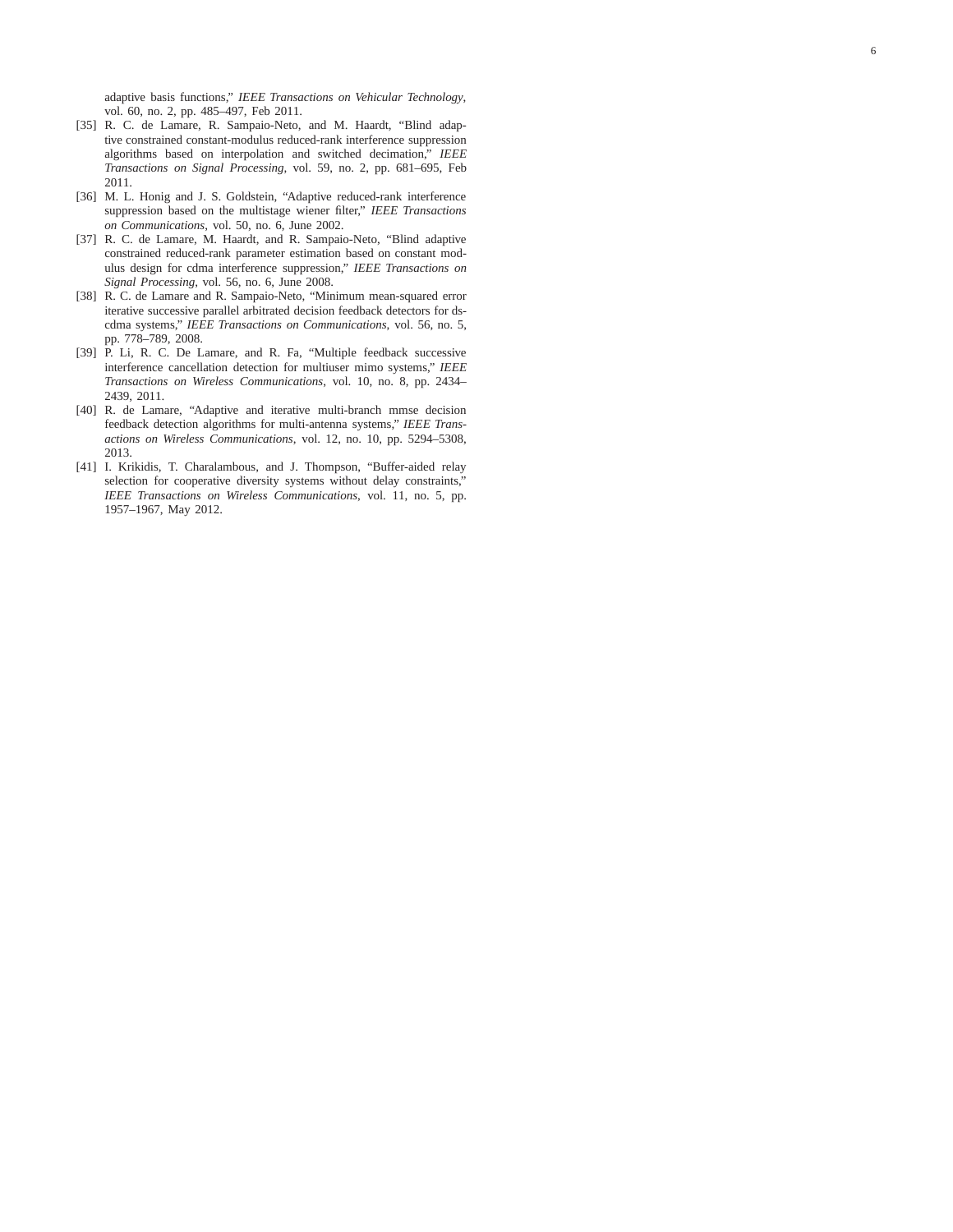adaptive basis functions," *IEEE Transactions on Vehicular Technology*, vol. 60, no. 2, pp. 485–497, Feb 2011.

[35] R. C. de Lamare, R. Sampaio-Neto, and M. Haardt, "Blind adaptive constrained constant-modulus reduced-rank interference suppression algorithms based on interpolation and switched decimation," *IEEE Transactions on Signal Processing*, vol. 59, no. 2, pp. 681–695, Feb 2011.

[36] M. L. Honig and J. S. Goldstein, "Adaptive reduced-rank interference suppression based on the multistage wiener filter," *IEEE Transactions on Communications*, vol. 50, no. 6, June 2002.

[37] R. C. de Lamare, M. Haardt, and R. Sampaio-Neto, "Blind adaptive constrained reduced-rank parameter estimation based on constant modulus design for cdma interference suppression," *IEEE Transactions on Signal Processing*, vol. 56, no. 6, June 2008.

[38] R. C. de Lamare and R. Sampaio-Neto, "Minimum mean-squared error iterative successive parallel arbitrated decision feedback detectors for ds-cdma systems," *IEEE Transactions on Communications*, vol. 56, no. 5, pp. 778–789, 2008.

[39] P. Li, R. C. De Lamare, and R. Fa, "Multiple feedback successive interference cancellation detection for multiuser mimo systems," *IEEE Transactions on Wireless Communications*, vol. 10, no. 8, pp. 2434–2439, 2011.

[40] R. de Lamare, "Adaptive and iterative multi-branch mmse decision feedback detection algorithms for multi-antenna systems," *IEEE Transactions on Wireless Communications*, vol. 12, no. 10, pp. 5294–5308, 2013.

[41] I. Krikidis, T. Charalambous, and J. Thompson, "Buffer-aided relay selection for cooperative diversity systems without delay constraints," *IEEE Transactions on Wireless Communications*, vol. 11, no. 5, pp. 1957–1967, May 2012.